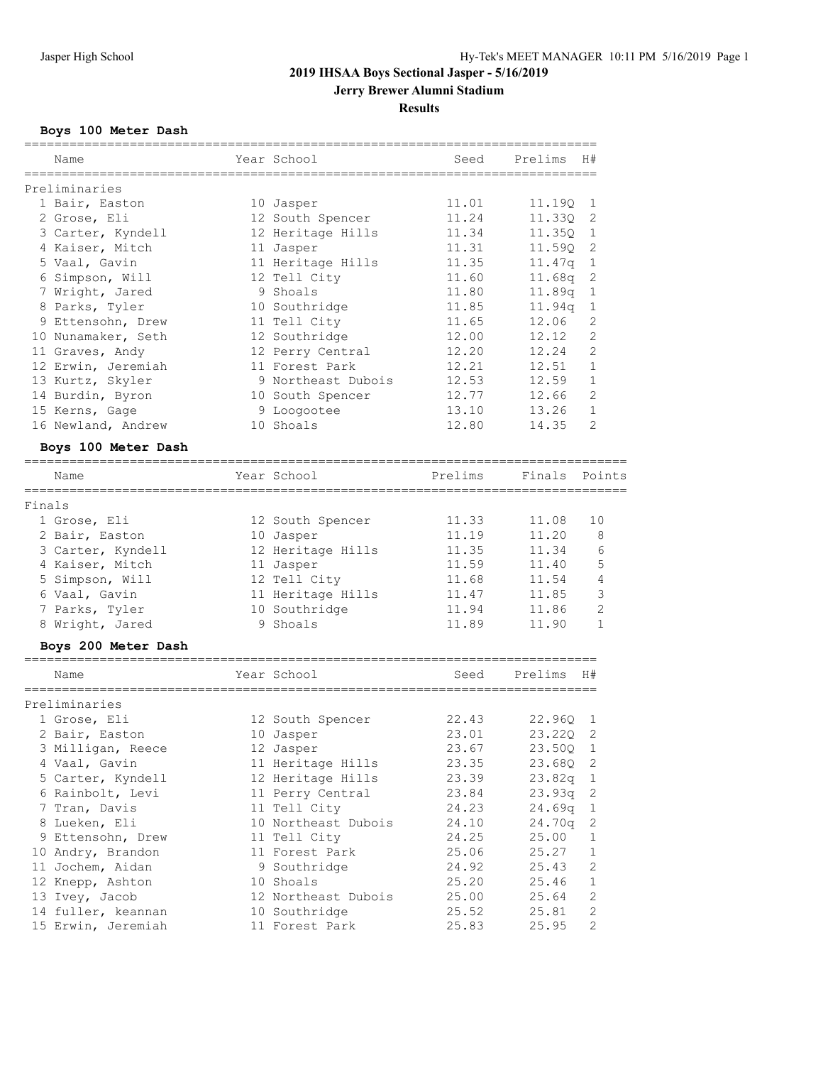# 2019 IHSAA Boys Sectional Jasper - 5/16/2019

## Jerry Brewer Alumni Stadium

### Results

### Boys 100 Meter Dash

**Preliminaries**

| | Name | Year | School | Seed | Prelims | H# |
|---|---|---|---|---|---|---|
| 1 | Bair, Easton | 10 | Jasper | 11.01 | 11.19Q | 1 |
| 2 | Grose, Eli | 12 | South Spencer | 11.24 | 11.33Q | 2 |
| 3 | Carter, Kyndell | 12 | Heritage Hills | 11.34 | 11.35Q | 1 |
| 4 | Kaiser, Mitch | 11 | Jasper | 11.31 | 11.59Q | 2 |
| 5 | Vaal, Gavin | 11 | Heritage Hills | 11.35 | 11.47q | 1 |
| 6 | Simpson, Will | 12 | Tell City | 11.60 | 11.68q | 2 |
| 7 | Wright, Jared | 9 | Shoals | 11.80 | 11.89q | 1 |
| 8 | Parks, Tyler | 10 | Southridge | 11.85 | 11.94q | 1 |
| 9 | Ettensohn, Drew | 11 | Tell City | 11.65 | 12.06 | 2 |
| 10 | Nunamaker, Seth | 12 | Southridge | 12.00 | 12.12 | 2 |
| 11 | Graves, Andy | 12 | Perry Central | 12.20 | 12.24 | 2 |
| 12 | Erwin, Jeremiah | 11 | Forest Park | 12.21 | 12.51 | 1 |
| 13 | Kurtz, Skyler | 9 | Northeast Dubois | 12.53 | 12.59 | 1 |
| 14 | Burdin, Byron | 10 | South Spencer | 12.77 | 12.66 | 2 |
| 15 | Kerns, Gage | 9 | Loogootee | 13.10 | 13.26 | 1 |
| 16 | Newland, Andrew | 10 | Shoals | 12.80 | 14.35 | 2 |

### Boys 100 Meter Dash

**Finals**

| | Name | Year | School | Prelims | Finals | Points |
|---|---|---|---|---|---|---|
| 1 | Grose, Eli | 12 | South Spencer | 11.33 | 11.08 | 10 |
| 2 | Bair, Easton | 10 | Jasper | 11.19 | 11.20 | 8 |
| 3 | Carter, Kyndell | 12 | Heritage Hills | 11.35 | 11.34 | 6 |
| 4 | Kaiser, Mitch | 11 | Jasper | 11.59 | 11.40 | 5 |
| 5 | Simpson, Will | 12 | Tell City | 11.68 | 11.54 | 4 |
| 6 | Vaal, Gavin | 11 | Heritage Hills | 11.47 | 11.85 | 3 |
| 7 | Parks, Tyler | 10 | Southridge | 11.94 | 11.86 | 2 |
| 8 | Wright, Jared | 9 | Shoals | 11.89 | 11.90 | 1 |

### Boys 200 Meter Dash

**Preliminaries**

| | Name | Year | School | Seed | Prelims | H# |
|---|---|---|---|---|---|---|
| 1 | Grose, Eli | 12 | South Spencer | 22.43 | 22.96Q | 1 |
| 2 | Bair, Easton | 10 | Jasper | 23.01 | 23.22Q | 2 |
| 3 | Milligan, Reece | 12 | Jasper | 23.67 | 23.50Q | 1 |
| 4 | Vaal, Gavin | 11 | Heritage Hills | 23.35 | 23.68Q | 2 |
| 5 | Carter, Kyndell | 12 | Heritage Hills | 23.39 | 23.82q | 1 |
| 6 | Rainbolt, Levi | 11 | Perry Central | 23.84 | 23.93q | 2 |
| 7 | Tran, Davis | 11 | Tell City | 24.23 | 24.69q | 1 |
| 8 | Lueken, Eli | 10 | Northeast Dubois | 24.10 | 24.70q | 2 |
| 9 | Ettensohn, Drew | 11 | Tell City | 24.25 | 25.00 | 1 |
| 10 | Andry, Brandon | 11 | Forest Park | 25.06 | 25.27 | 1 |
| 11 | Jochem, Aidan | 9 | Southridge | 24.92 | 25.43 | 2 |
| 12 | Knepp, Ashton | 10 | Shoals | 25.20 | 25.46 | 1 |
| 13 | Ivey, Jacob | 12 | Northeast Dubois | 25.00 | 25.64 | 2 |
| 14 | fuller, keannan | 10 | Southridge | 25.52 | 25.81 | 2 |
| 15 | Erwin, Jeremiah | 11 | Forest Park | 25.83 | 25.95 | 2 |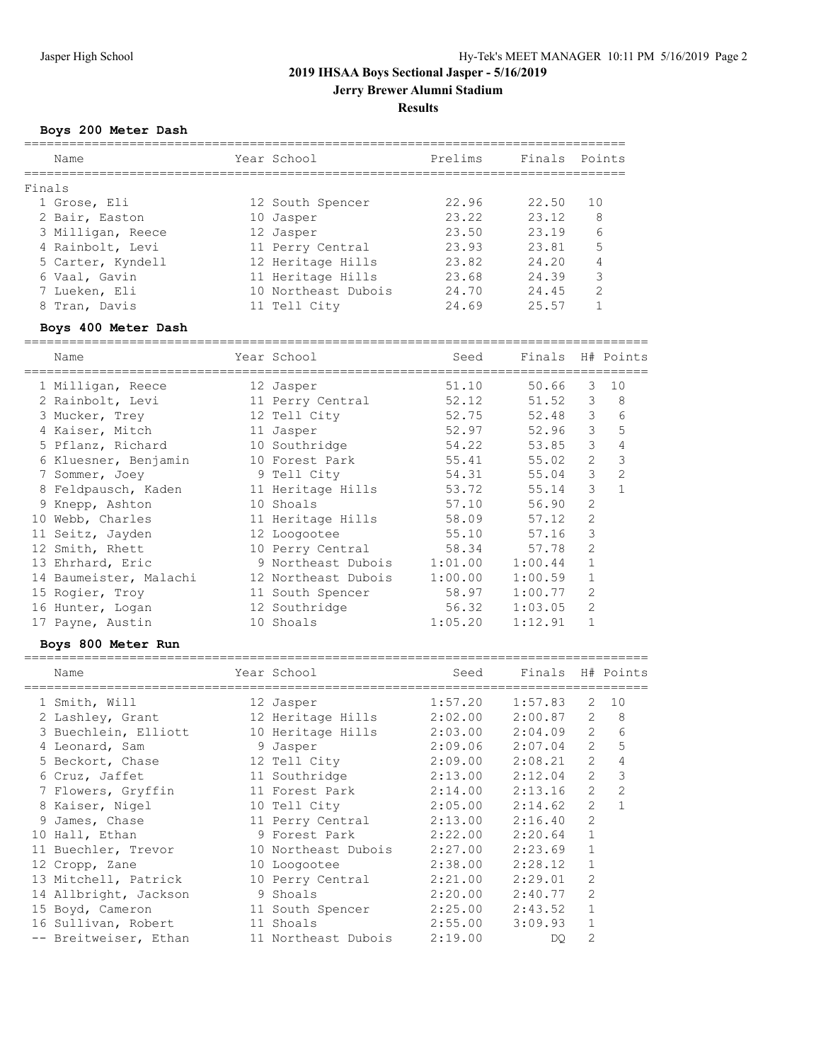# 2019 IHSAA Boys Sectional Jasper - 5/16/2019

## Jerry Brewer Alumni Stadium

### Results

**Boys 200 Meter Dash**

Finals

| | Name | Year | School | Prelims | Finals | Points |
|---|---|---|---|---|---|---|
| 1 | Grose, Eli | 12 | South Spencer | 22.96 | 22.50 | 10 |
| 2 | Bair, Easton | 10 | Jasper | 23.22 | 23.12 | 8 |
| 3 | Milligan, Reece | 12 | Jasper | 23.50 | 23.19 | 6 |
| 4 | Rainbolt, Levi | 11 | Perry Central | 23.93 | 23.81 | 5 |
| 5 | Carter, Kyndell | 12 | Heritage Hills | 23.82 | 24.20 | 4 |
| 6 | Vaal, Gavin | 11 | Heritage Hills | 23.68 | 24.39 | 3 |
| 7 | Lueken, Eli | 10 | Northeast Dubois | 24.70 | 24.45 | 2 |
| 8 | Tran, Davis | 11 | Tell City | 24.69 | 25.57 | 1 |

**Boys 400 Meter Dash**

| | Name | Year | School | Seed | Finals | H# | Points |
|---|---|---|---|---|---|---|---|
| 1 | Milligan, Reece | 12 | Jasper | 51.10 | 50.66 | 3 | 10 |
| 2 | Rainbolt, Levi | 11 | Perry Central | 52.12 | 51.52 | 3 | 8 |
| 3 | Mucker, Trey | 12 | Tell City | 52.75 | 52.48 | 3 | 6 |
| 4 | Kaiser, Mitch | 11 | Jasper | 52.97 | 52.96 | 3 | 5 |
| 5 | Pflanz, Richard | 10 | Southridge | 54.22 | 53.85 | 3 | 4 |
| 6 | Kluesner, Benjamin | 10 | Forest Park | 55.41 | 55.02 | 2 | 3 |
| 7 | Sommer, Joey | 9 | Tell City | 54.31 | 55.04 | 3 | 2 |
| 8 | Feldpausch, Kaden | 11 | Heritage Hills | 53.72 | 55.14 | 3 | 1 |
| 9 | Knepp, Ashton | 10 | Shoals | 57.10 | 56.90 | 2 | |
| 10 | Webb, Charles | 11 | Heritage Hills | 58.09 | 57.12 | 2 | |
| 11 | Seitz, Jayden | 12 | Loogootee | 55.10 | 57.16 | 3 | |
| 12 | Smith, Rhett | 10 | Perry Central | 58.34 | 57.78 | 2 | |
| 13 | Ehrhard, Eric | 9 | Northeast Dubois | 1:01.00 | 1:00.44 | 1 | |
| 14 | Baumeister, Malachi | 12 | Northeast Dubois | 1:00.00 | 1:00.59 | 1 | |
| 15 | Rogier, Troy | 11 | South Spencer | 58.97 | 1:00.77 | 2 | |
| 16 | Hunter, Logan | 12 | Southridge | 56.32 | 1:03.05 | 2 | |
| 17 | Payne, Austin | 10 | Shoals | 1:05.20 | 1:12.91 | 1 | |

**Boys 800 Meter Run**

| | Name | Year | School | Seed | Finals | H# | Points |
|---|---|---|---|---|---|---|---|
| 1 | Smith, Will | 12 | Jasper | 1:57.20 | 1:57.83 | 2 | 10 |
| 2 | Lashley, Grant | 12 | Heritage Hills | 2:02.00 | 2:00.87 | 2 | 8 |
| 3 | Buechlein, Elliott | 10 | Heritage Hills | 2:03.00 | 2:04.09 | 2 | 6 |
| 4 | Leonard, Sam | 9 | Jasper | 2:09.06 | 2:07.04 | 2 | 5 |
| 5 | Beckort, Chase | 12 | Tell City | 2:09.00 | 2:08.21 | 2 | 4 |
| 6 | Cruz, Jaffet | 11 | Southridge | 2:13.00 | 2:12.04 | 2 | 3 |
| 7 | Flowers, Gryffin | 11 | Forest Park | 2:14.00 | 2:13.16 | 2 | 2 |
| 8 | Kaiser, Nigel | 10 | Tell City | 2:05.00 | 2:14.62 | 2 | 1 |
| 9 | James, Chase | 11 | Perry Central | 2:13.00 | 2:16.40 | 2 | |
| 10 | Hall, Ethan | 9 | Forest Park | 2:22.00 | 2:20.64 | 1 | |
| 11 | Buechler, Trevor | 10 | Northeast Dubois | 2:27.00 | 2:23.69 | 1 | |
| 12 | Cropp, Zane | 10 | Loogootee | 2:38.00 | 2:28.12 | 1 | |
| 13 | Mitchell, Patrick | 10 | Perry Central | 2:21.00 | 2:29.01 | 2 | |
| 14 | Allbright, Jackson | 9 | Shoals | 2:20.00 | 2:40.77 | 2 | |
| 15 | Boyd, Cameron | 11 | South Spencer | 2:25.00 | 2:43.52 | 1 | |
| 16 | Sullivan, Robert | 11 | Shoals | 2:55.00 | 3:09.93 | 1 | |
| -- | Breitweiser, Ethan | 11 | Northeast Dubois | 2:19.00 | DQ | 2 | |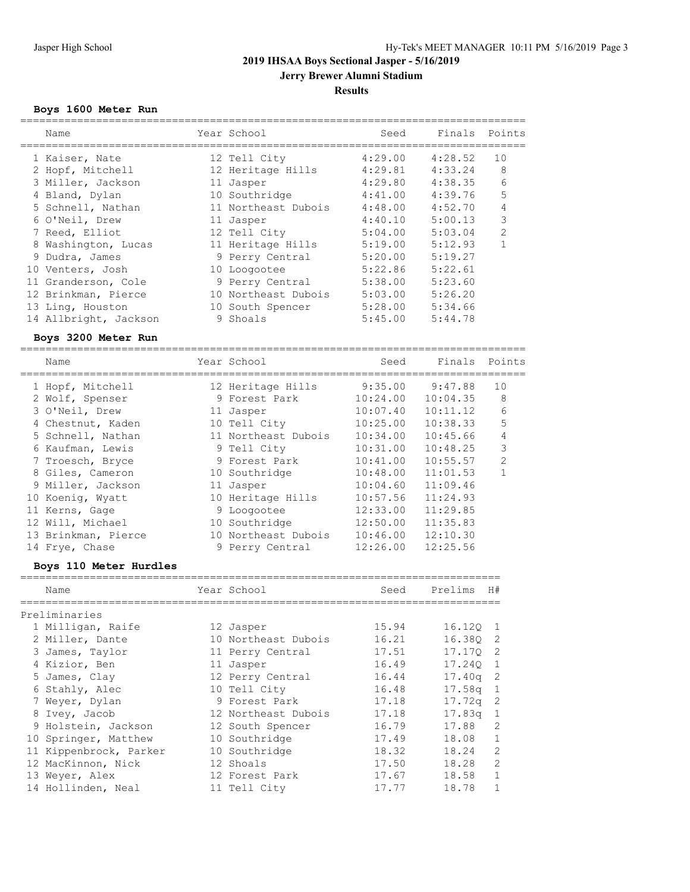# 2019 IHSAA Boys Sectional Jasper - 5/16/2019

## Jerry Brewer Alumni Stadium

### Results

#### Boys 1600 Meter Run

| | Name | Year | School | Seed | Finals | Points |
|---|---|---|---|---|---|---|
| 1 | Kaiser, Nate | 12 | Tell City | 4:29.00 | 4:28.52 | 10 |
| 2 | Hopf, Mitchell | 12 | Heritage Hills | 4:29.81 | 4:33.24 | 8 |
| 3 | Miller, Jackson | 11 | Jasper | 4:29.80 | 4:38.35 | 6 |
| 4 | Bland, Dylan | 10 | Southridge | 4:41.00 | 4:39.76 | 5 |
| 5 | Schnell, Nathan | 11 | Northeast Dubois | 4:48.00 | 4:52.70 | 4 |
| 6 | O'Neil, Drew | 11 | Jasper | 4:40.10 | 5:00.13 | 3 |
| 7 | Reed, Elliot | 12 | Tell City | 5:04.00 | 5:03.04 | 2 |
| 8 | Washington, Lucas | 11 | Heritage Hills | 5:19.00 | 5:12.93 | 1 |
| 9 | Dudra, James | 9 | Perry Central | 5:20.00 | 5:19.27 | |
| 10 | Venters, Josh | 10 | Loogootee | 5:22.86 | 5:22.61 | |
| 11 | Granderson, Cole | 9 | Perry Central | 5:38.00 | 5:23.60 | |
| 12 | Brinkman, Pierce | 10 | Northeast Dubois | 5:03.00 | 5:26.20 | |
| 13 | Ling, Houston | 10 | South Spencer | 5:28.00 | 5:34.66 | |
| 14 | Allbright, Jackson | 9 | Shoals | 5:45.00 | 5:44.78 | |

#### Boys 3200 Meter Run

| | Name | Year | School | Seed | Finals | Points |
|---|---|---|---|---|---|---|
| 1 | Hopf, Mitchell | 12 | Heritage Hills | 9:35.00 | 9:47.88 | 10 |
| 2 | Wolf, Spenser | 9 | Forest Park | 10:24.00 | 10:04.35 | 8 |
| 3 | O'Neil, Drew | 11 | Jasper | 10:07.40 | 10:11.12 | 6 |
| 4 | Chestnut, Kaden | 10 | Tell City | 10:25.00 | 10:38.33 | 5 |
| 5 | Schnell, Nathan | 11 | Northeast Dubois | 10:34.00 | 10:45.66 | 4 |
| 6 | Kaufman, Lewis | 9 | Tell City | 10:31.00 | 10:48.25 | 3 |
| 7 | Troesch, Bryce | 9 | Forest Park | 10:41.00 | 10:55.57 | 2 |
| 8 | Giles, Cameron | 10 | Southridge | 10:48.00 | 11:01.53 | 1 |
| 9 | Miller, Jackson | 11 | Jasper | 10:04.60 | 11:09.46 | |
| 10 | Koenig, Wyatt | 10 | Heritage Hills | 10:57.56 | 11:24.93 | |
| 11 | Kerns, Gage | 9 | Loogootee | 12:33.00 | 11:29.85 | |
| 12 | Will, Michael | 10 | Southridge | 12:50.00 | 11:35.83 | |
| 13 | Brinkman, Pierce | 10 | Northeast Dubois | 10:46.00 | 12:10.30 | |
| 14 | Frye, Chase | 9 | Perry Central | 12:26.00 | 12:25.56 | |

#### Boys 110 Meter Hurdles

Preliminaries

| | Name | Year | School | Seed | Prelims | H# |
|---|---|---|---|---|---|---|
| 1 | Milligan, Raife | 12 | Jasper | 15.94 | 16.12Q | 1 |
| 2 | Miller, Dante | 10 | Northeast Dubois | 16.21 | 16.38Q | 2 |
| 3 | James, Taylor | 11 | Perry Central | 17.51 | 17.17Q | 2 |
| 4 | Kizior, Ben | 11 | Jasper | 16.49 | 17.24Q | 1 |
| 5 | James, Clay | 12 | Perry Central | 16.44 | 17.40q | 2 |
| 6 | Stahly, Alec | 10 | Tell City | 16.48 | 17.58q | 1 |
| 7 | Weyer, Dylan | 9 | Forest Park | 17.18 | 17.72q | 2 |
| 8 | Ivey, Jacob | 12 | Northeast Dubois | 17.18 | 17.83q | 1 |
| 9 | Holstein, Jackson | 12 | South Spencer | 16.79 | 17.88 | 2 |
| 10 | Springer, Matthew | 10 | Southridge | 17.49 | 18.08 | 1 |
| 11 | Kippenbrock, Parker | 10 | Southridge | 18.32 | 18.24 | 2 |
| 12 | MacKinnon, Nick | 12 | Shoals | 17.50 | 18.28 | 2 |
| 13 | Weyer, Alex | 12 | Forest Park | 17.67 | 18.58 | 1 |
| 14 | Hollinden, Neal | 11 | Tell City | 17.77 | 18.78 | 1 |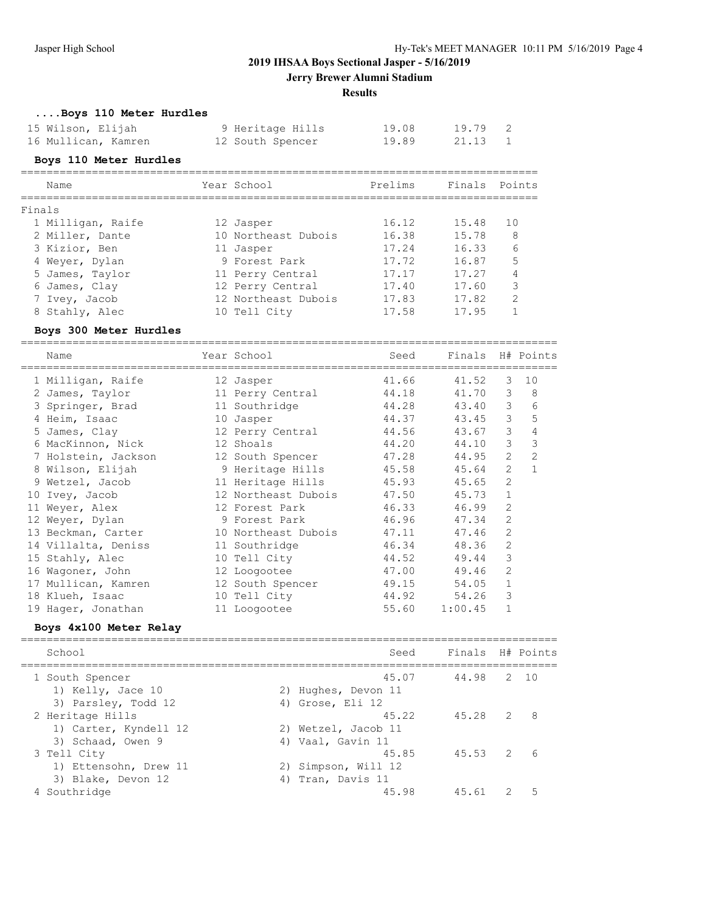## 2019 IHSAA Boys Sectional Jasper - 5/16/2019

### Jerry Brewer Alumni Stadium

### Results

### ....Boys 110 Meter Hurdles

| Place | Name | Year | School | Prelims | Finals | H# |
|---|---|---|---|---|---|---|
| 15 | Wilson, Elijah | 9 | Heritage Hills | 19.08 | 19.79 | 2 |
| 16 | Mullican, Kamren | 12 | South Spencer | 19.89 | 21.13 | 1 |

### Boys 110 Meter Hurdles

**Finals**

| Place | Name | Year | School | Prelims | Finals | Points |
|---|---|---|---|---|---|---|
| 1 | Milligan, Raife | 12 | Jasper | 16.12 | 15.48 | 10 |
| 2 | Miller, Dante | 10 | Northeast Dubois | 16.38 | 15.78 | 8 |
| 3 | Kizior, Ben | 11 | Jasper | 17.24 | 16.33 | 6 |
| 4 | Weyer, Dylan | 9 | Forest Park | 17.72 | 16.87 | 5 |
| 5 | James, Taylor | 11 | Perry Central | 17.17 | 17.27 | 4 |
| 6 | James, Clay | 12 | Perry Central | 17.40 | 17.60 | 3 |
| 7 | Ivey, Jacob | 12 | Northeast Dubois | 17.83 | 17.82 | 2 |
| 8 | Stahly, Alec | 10 | Tell City | 17.58 | 17.95 | 1 |

### Boys 300 Meter Hurdles

| Place | Name | Year | School | Seed | Finals | H# | Points |
|---|---|---|---|---|---|---|---|
| 1 | Milligan, Raife | 12 | Jasper | 41.66 | 41.52 | 3 | 10 |
| 2 | James, Taylor | 11 | Perry Central | 44.18 | 41.70 | 3 | 8 |
| 3 | Springer, Brad | 11 | Southridge | 44.28 | 43.40 | 3 | 6 |
| 4 | Heim, Isaac | 10 | Jasper | 44.37 | 43.45 | 3 | 5 |
| 5 | James, Clay | 12 | Perry Central | 44.56 | 43.67 | 3 | 4 |
| 6 | MacKinnon, Nick | 12 | Shoals | 44.20 | 44.10 | 3 | 3 |
| 7 | Holstein, Jackson | 12 | South Spencer | 47.28 | 44.95 | 2 | 2 |
| 8 | Wilson, Elijah | 9 | Heritage Hills | 45.58 | 45.64 | 2 | 1 |
| 9 | Wetzel, Jacob | 11 | Heritage Hills | 45.93 | 45.65 | 2 | |
| 10 | Ivey, Jacob | 12 | Northeast Dubois | 47.50 | 45.73 | 1 | |
| 11 | Weyer, Alex | 12 | Forest Park | 46.33 | 46.99 | 2 | |
| 12 | Weyer, Dylan | 9 | Forest Park | 46.96 | 47.34 | 2 | |
| 13 | Beckman, Carter | 10 | Northeast Dubois | 47.11 | 47.46 | 2 | |
| 14 | Villalta, Deniss | 11 | Southridge | 46.34 | 48.36 | 2 | |
| 15 | Stahly, Alec | 10 | Tell City | 44.52 | 49.44 | 3 | |
| 16 | Wagoner, John | 12 | Loogootee | 47.00 | 49.46 | 2 | |
| 17 | Mullican, Kamren | 12 | South Spencer | 49.15 | 54.05 | 1 | |
| 18 | Klueh, Isaac | 10 | Tell City | 44.92 | 54.26 | 3 | |
| 19 | Hager, Jonathan | 11 | Loogootee | 55.60 | 1:00.45 | 1 | |

### Boys 4x100 Meter Relay

| Place | School | Seed | Finals | H# | Points |
|---|---|---|---|---|---|
| 1 | South Spencer | 45.07 | 44.98 | 2 | 10 |
| | 1) Kelly, Jace 10; 2) Hughes, Devon 11; 3) Parsley, Todd 12; 4) Grose, Eli 12 | | | | |
| 2 | Heritage Hills | 45.22 | 45.28 | 2 | 8 |
| | 1) Carter, Kyndell 12; 2) Wetzel, Jacob 11; 3) Schaad, Owen 9; 4) Vaal, Gavin 11 | | | | |
| 3 | Tell City | 45.85 | 45.53 | 2 | 6 |
| | 1) Ettensohn, Drew 11; 2) Simpson, Will 12; 3) Blake, Devon 12; 4) Tran, Davis 11 | | | | |
| 4 | Southridge | 45.98 | 45.61 | 2 | 5 |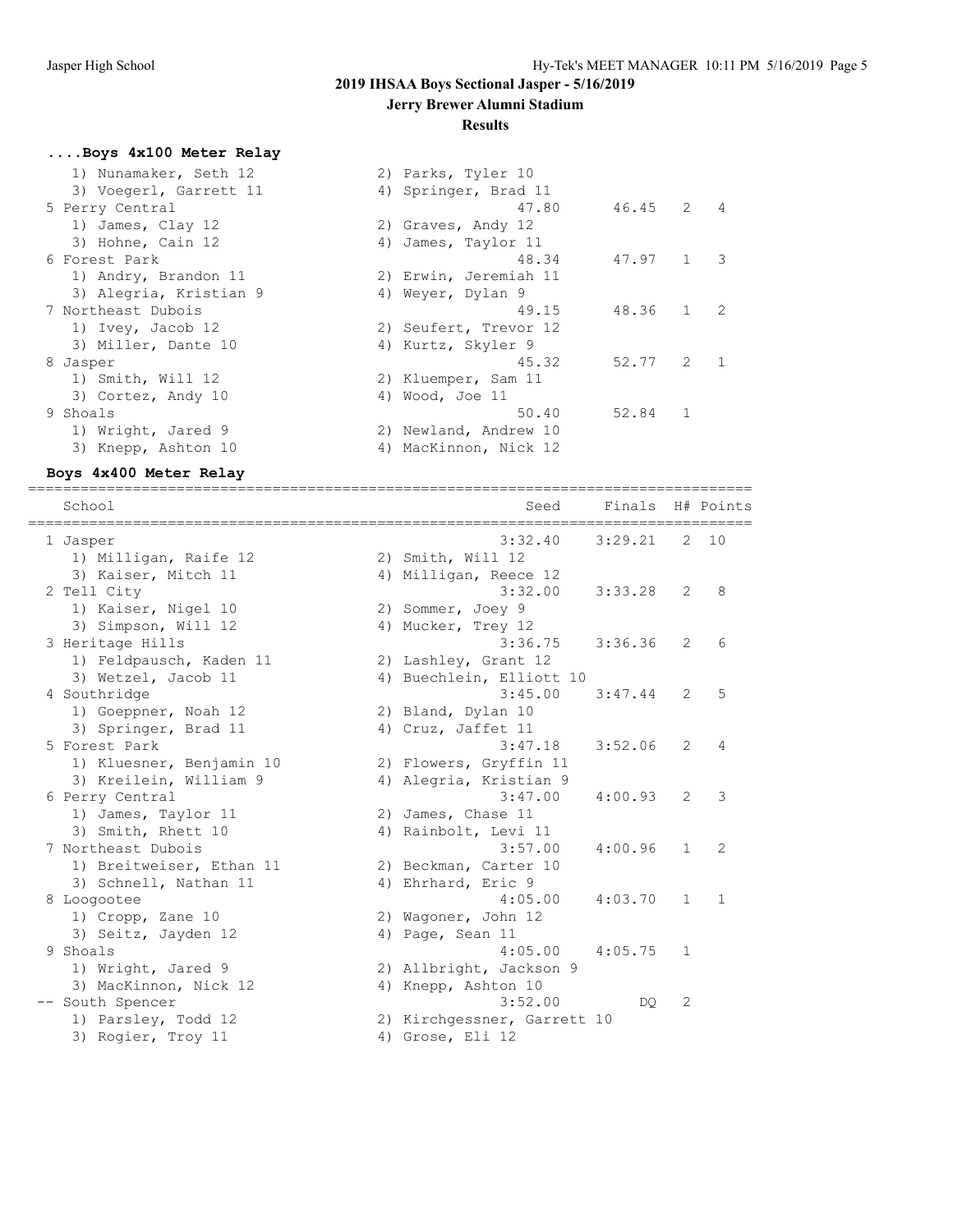## 2019 IHSAA Boys Sectional Jasper - 5/16/2019

**Jerry Brewer Alumni Stadium**

**Results**

### ....Boys 4x100 Meter Relay

| School | Seed | Finals | H# | Points |
|---|---|---|---|---|
| 1) Nunamaker, Seth 12 / 2) Parks, Tyler 10 / 3) Voegerl, Garrett 11 / 4) Springer, Brad 11 | | | | |
| 5 Perry Central | 47.80 | 46.45 | 2 | 4 |
| 1) James, Clay 12 / 2) Graves, Andy 12 / 3) Hohne, Cain 12 / 4) James, Taylor 11 | | | | |
| 6 Forest Park | 48.34 | 47.97 | 1 | 3 |
| 1) Andry, Brandon 11 / 2) Erwin, Jeremiah 11 / 3) Alegria, Kristian 9 / 4) Weyer, Dylan 9 | | | | |
| 7 Northeast Dubois | 49.15 | 48.36 | 1 | 2 |
| 1) Ivey, Jacob 12 / 2) Seufert, Trevor 12 / 3) Miller, Dante 10 / 4) Kurtz, Skyler 9 | | | | |
| 8 Jasper | 45.32 | 52.77 | 2 | 1 |
| 1) Smith, Will 12 / 2) Kluemper, Sam 11 / 3) Cortez, Andy 10 / 4) Wood, Joe 11 | | | | |
| 9 Shoals | 50.40 | 52.84 | 1 | |
| 1) Wright, Jared 9 / 2) Newland, Andrew 10 / 3) Knepp, Ashton 10 / 4) MacKinnon, Nick 12 | | | | |

### Boys 4x400 Meter Relay

| School | Seed | Finals | H# | Points |
|---|---|---|---|---|
| 1 Jasper | 3:32.40 | 3:29.21 | 2 | 10 |
| 1) Milligan, Raife 12 / 2) Smith, Will 12 / 3) Kaiser, Mitch 11 / 4) Milligan, Reece 12 | | | | |
| 2 Tell City | 3:32.00 | 3:33.28 | 2 | 8 |
| 1) Kaiser, Nigel 10 / 2) Sommer, Joey 9 / 3) Simpson, Will 12 / 4) Mucker, Trey 12 | | | | |
| 3 Heritage Hills | 3:36.75 | 3:36.36 | 2 | 6 |
| 1) Feldpausch, Kaden 11 / 2) Lashley, Grant 12 / 3) Wetzel, Jacob 11 / 4) Buechlein, Elliott 10 | | | | |
| 4 Southridge | 3:45.00 | 3:47.44 | 2 | 5 |
| 1) Goeppner, Noah 12 / 2) Bland, Dylan 10 / 3) Springer, Brad 11 / 4) Cruz, Jaffet 11 | | | | |
| 5 Forest Park | 3:47.18 | 3:52.06 | 2 | 4 |
| 1) Kluesner, Benjamin 10 / 2) Flowers, Gryffin 11 / 3) Kreilein, William 9 / 4) Alegria, Kristian 9 | | | | |
| 6 Perry Central | 3:47.00 | 4:00.93 | 2 | 3 |
| 1) James, Taylor 11 / 2) James, Chase 11 / 3) Smith, Rhett 10 / 4) Rainbolt, Levi 11 | | | | |
| 7 Northeast Dubois | 3:57.00 | 4:00.96 | 1 | 2 |
| 1) Breitweiser, Ethan 11 / 2) Beckman, Carter 10 / 3) Schnell, Nathan 11 / 4) Ehrhard, Eric 9 | | | | |
| 8 Loogootee | 4:05.00 | 4:03.70 | 1 | 1 |
| 1) Cropp, Zane 10 / 2) Wagoner, John 12 / 3) Seitz, Jayden 12 / 4) Page, Sean 11 | | | | |
| 9 Shoals | 4:05.00 | 4:05.75 | 1 | |
| 1) Wright, Jared 9 / 2) Allbright, Jackson 9 / 3) MacKinnon, Nick 12 / 4) Knepp, Ashton 10 | | | | |
| -- South Spencer | 3:52.00 | DQ | 2 | |
| 1) Parsley, Todd 12 / 2) Kirchgessner, Garrett 10 / 3) Rogier, Troy 11 / 4) Grose, Eli 12 | | | | |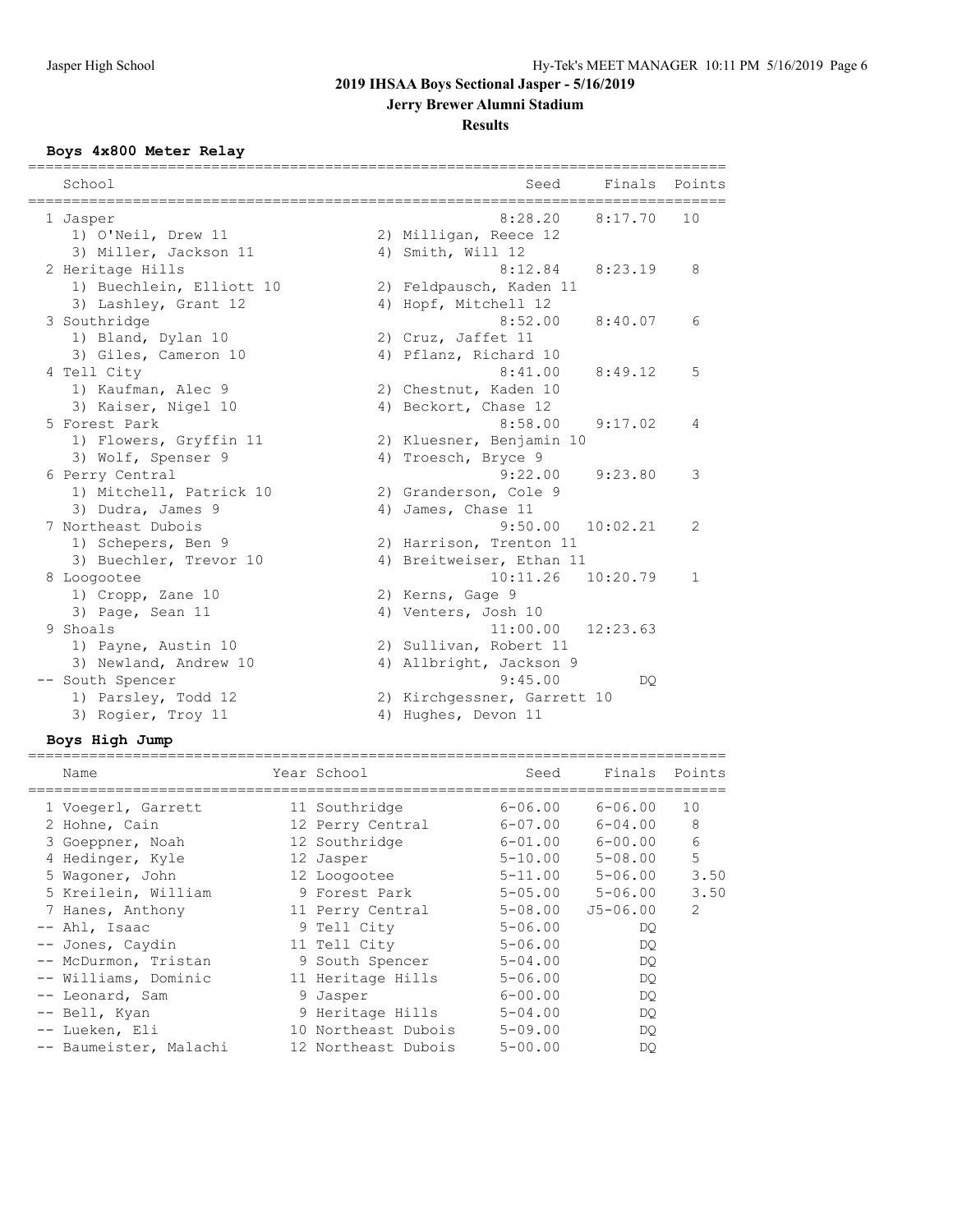# 2019 IHSAA Boys Sectional Jasper - 5/16/2019

## Jerry Brewer Alumni Stadium

### Results

**Boys 4x800 Meter Relay**

| | School | Seed | Finals | Points |
|---|---|---|---|---|
| 1 | Jasper | 8:28.20 | 8:17.70 | 10 |
| | 1) O'Neil, Drew 11; 2) Milligan, Reece 12; 3) Miller, Jackson 11; 4) Smith, Will 12 | | | |
| 2 | Heritage Hills | 8:12.84 | 8:23.19 | 8 |
| | 1) Buechlein, Elliott 10; 2) Feldpausch, Kaden 11; 3) Lashley, Grant 12; 4) Hopf, Mitchell 12 | | | |
| 3 | Southridge | 8:52.00 | 8:40.07 | 6 |
| | 1) Bland, Dylan 10; 2) Cruz, Jaffet 11; 3) Giles, Cameron 10; 4) Pflanz, Richard 10 | | | |
| 4 | Tell City | 8:41.00 | 8:49.12 | 5 |
| | 1) Kaufman, Alec 9; 2) Chestnut, Kaden 10; 3) Kaiser, Nigel 10; 4) Beckort, Chase 12 | | | |
| 5 | Forest Park | 8:58.00 | 9:17.02 | 4 |
| | 1) Flowers, Gryffin 11; 2) Kluesner, Benjamin 10; 3) Wolf, Spenser 9; 4) Troesch, Bryce 9 | | | |
| 6 | Perry Central | 9:22.00 | 9:23.80 | 3 |
| | 1) Mitchell, Patrick 10; 2) Granderson, Cole 9; 3) Dudra, James 9; 4) James, Chase 11 | | | |
| 7 | Northeast Dubois | 9:50.00 | 10:02.21 | 2 |
| | 1) Schepers, Ben 9; 2) Harrison, Trenton 11; 3) Buechler, Trevor 10; 4) Breitweiser, Ethan 11 | | | |
| 8 | Loogootee | 10:11.26 | 10:20.79 | 1 |
| | 1) Cropp, Zane 10; 2) Kerns, Gage 9; 3) Page, Sean 11; 4) Venters, Josh 10 | | | |
| 9 | Shoals | 11:00.00 | 12:23.63 | |
| | 1) Payne, Austin 10; 2) Sullivan, Robert 11; 3) Newland, Andrew 10; 4) Allbright, Jackson 9 | | | |
| -- | South Spencer | 9:45.00 | DQ | |
| | 1) Parsley, Todd 12; 2) Kirchgessner, Garrett 10; 3) Rogier, Troy 11; 4) Hughes, Devon 11 | | | |

**Boys High Jump**

| | Name | Year | School | Seed | Finals | Points |
|---|---|---|---|---|---|---|
| 1 | Voegerl, Garrett | 11 | Southridge | 6-06.00 | 6-06.00 | 10 |
| 2 | Hohne, Cain | 12 | Perry Central | 6-07.00 | 6-04.00 | 8 |
| 3 | Goeppner, Noah | 12 | Southridge | 6-01.00 | 6-00.00 | 6 |
| 4 | Hedinger, Kyle | 12 | Jasper | 5-10.00 | 5-08.00 | 5 |
| 5 | Wagoner, John | 12 | Loogootee | 5-11.00 | 5-06.00 | 3.50 |
| 5 | Kreilein, William | 9 | Forest Park | 5-05.00 | 5-06.00 | 3.50 |
| 7 | Hanes, Anthony | 11 | Perry Central | 5-08.00 | J5-06.00 | 2 |
| -- | Ahl, Isaac | 9 | Tell City | 5-06.00 | DQ | |
| -- | Jones, Caydin | 11 | Tell City | 5-06.00 | DQ | |
| -- | McDurmon, Tristan | 9 | South Spencer | 5-04.00 | DQ | |
| -- | Williams, Dominic | 11 | Heritage Hills | 5-06.00 | DQ | |
| -- | Leonard, Sam | 9 | Jasper | 6-00.00 | DQ | |
| -- | Bell, Kyan | 9 | Heritage Hills | 5-04.00 | DQ | |
| -- | Lueken, Eli | 10 | Northeast Dubois | 5-09.00 | DQ | |
| -- | Baumeister, Malachi | 12 | Northeast Dubois | 5-00.00 | DQ | |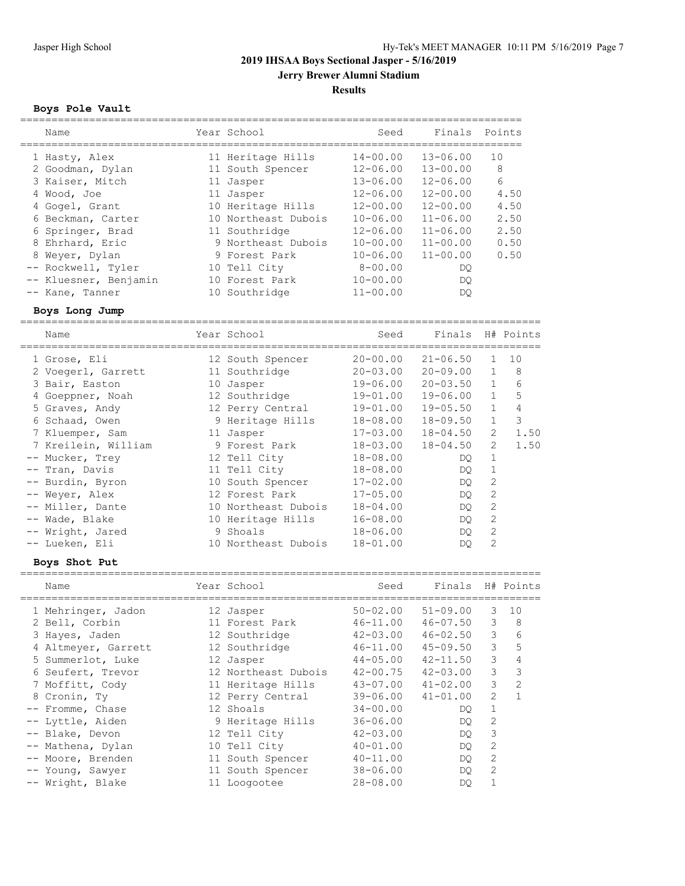# 2019 IHSAA Boys Sectional Jasper - 5/16/2019

## Jerry Brewer Alumni Stadium

### Results

**Boys Pole Vault**

| Name | Year | School | Seed | Finals | Points |
|---|---|---|---|---|---|
| 1 Hasty, Alex | 11 | Heritage Hills | 14-00.00 | 13-06.00 | 10 |
| 2 Goodman, Dylan | 11 | South Spencer | 12-06.00 | 13-00.00 | 8 |
| 3 Kaiser, Mitch | 11 | Jasper | 13-06.00 | 12-06.00 | 6 |
| 4 Wood, Joe | 11 | Jasper | 12-06.00 | 12-00.00 | 4.50 |
| 4 Gogel, Grant | 10 | Heritage Hills | 12-00.00 | 12-00.00 | 4.50 |
| 6 Beckman, Carter | 10 | Northeast Dubois | 10-06.00 | 11-06.00 | 2.50 |
| 6 Springer, Brad | 11 | Southridge | 12-06.00 | 11-06.00 | 2.50 |
| 8 Ehrhard, Eric | 9 | Northeast Dubois | 10-00.00 | 11-00.00 | 0.50 |
| 8 Weyer, Dylan | 9 | Forest Park | 10-06.00 | 11-00.00 | 0.50 |
| -- Rockwell, Tyler | 10 | Tell City | 8-00.00 | DQ | |
| -- Kluesner, Benjamin | 10 | Forest Park | 10-00.00 | DQ | |
| -- Kane, Tanner | 10 | Southridge | 11-00.00 | DQ | |

**Boys Long Jump**

| Name | Year | School | Seed | Finals | H# | Points |
|---|---|---|---|---|---|---|
| 1 Grose, Eli | 12 | South Spencer | 20-00.00 | 21-06.50 | 1 | 10 |
| 2 Voegerl, Garrett | 11 | Southridge | 20-03.00 | 20-09.00 | 1 | 8 |
| 3 Bair, Easton | 10 | Jasper | 19-06.00 | 20-03.50 | 1 | 6 |
| 4 Goeppner, Noah | 12 | Southridge | 19-01.00 | 19-06.00 | 1 | 5 |
| 5 Graves, Andy | 12 | Perry Central | 19-01.00 | 19-05.50 | 1 | 4 |
| 6 Schaad, Owen | 9 | Heritage Hills | 18-08.00 | 18-09.50 | 1 | 3 |
| 7 Kluemper, Sam | 11 | Jasper | 17-03.00 | 18-04.50 | 2 | 1.50 |
| 7 Kreilein, William | 9 | Forest Park | 18-03.00 | 18-04.50 | 2 | 1.50 |
| -- Mucker, Trey | 12 | Tell City | 18-08.00 | DQ | 1 | |
| -- Tran, Davis | 11 | Tell City | 18-08.00 | DQ | 1 | |
| -- Burdin, Byron | 10 | South Spencer | 17-02.00 | DQ | 2 | |
| -- Weyer, Alex | 12 | Forest Park | 17-05.00 | DQ | 2 | |
| -- Miller, Dante | 10 | Northeast Dubois | 18-04.00 | DQ | 2 | |
| -- Wade, Blake | 10 | Heritage Hills | 16-08.00 | DQ | 2 | |
| -- Wright, Jared | 9 | Shoals | 18-06.00 | DQ | 2 | |
| -- Lueken, Eli | 10 | Northeast Dubois | 18-01.00 | DQ | 2 | |

**Boys Shot Put**

| Name | Year | School | Seed | Finals | H# | Points |
|---|---|---|---|---|---|---|
| 1 Mehringer, Jadon | 12 | Jasper | 50-02.00 | 51-09.00 | 3 | 10 |
| 2 Bell, Corbin | 11 | Forest Park | 46-11.00 | 46-07.50 | 3 | 8 |
| 3 Hayes, Jaden | 12 | Southridge | 42-03.00 | 46-02.50 | 3 | 6 |
| 4 Altmeyer, Garrett | 12 | Southridge | 46-11.00 | 45-09.50 | 3 | 5 |
| 5 Summerlot, Luke | 12 | Jasper | 44-05.00 | 42-11.50 | 3 | 4 |
| 6 Seufert, Trevor | 12 | Northeast Dubois | 42-00.75 | 42-03.00 | 3 | 3 |
| 7 Moffitt, Cody | 11 | Heritage Hills | 43-07.00 | 41-02.00 | 3 | 2 |
| 8 Cronin, Ty | 12 | Perry Central | 39-06.00 | 41-01.00 | 2 | 1 |
| -- Fromme, Chase | 12 | Shoals | 34-00.00 | DQ | 1 | |
| -- Lyttle, Aiden | 9 | Heritage Hills | 36-06.00 | DQ | 2 | |
| -- Blake, Devon | 12 | Tell City | 42-03.00 | DQ | 3 | |
| -- Mathena, Dylan | 10 | Tell City | 40-01.00 | DQ | 2 | |
| -- Moore, Brenden | 11 | South Spencer | 40-11.00 | DQ | 2 | |
| -- Young, Sawyer | 11 | South Spencer | 38-06.00 | DQ | 2 | |
| -- Wright, Blake | 11 | Loogootee | 28-08.00 | DQ | 1 | |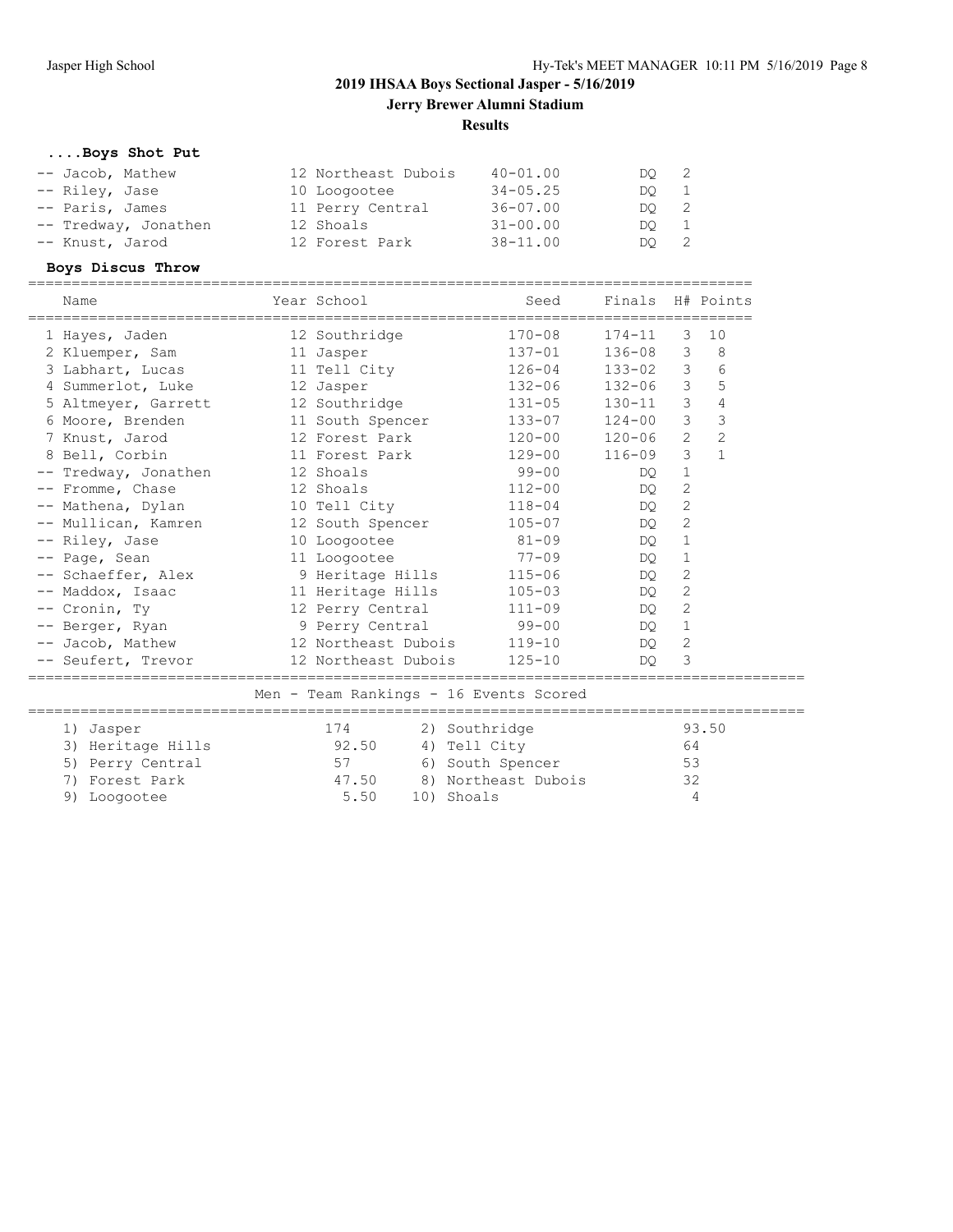## 2019 IHSAA Boys Sectional Jasper - 5/16/2019

**Jerry Brewer Alumni Stadium**

**Results**

### ....Boys Shot Put

| | | | | | | |
|---|---|---|---|---|---|---|
| -- | Jacob, Mathew | 12 | Northeast Dubois | 40-01.00 | DQ | 2 |
| -- | Riley, Jase | 10 | Loogootee | 34-05.25 | DQ | 1 |
| -- | Paris, James | 11 | Perry Central | 36-07.00 | DQ | 2 |
| -- | Tredway, Jonathen | 12 | Shoals | 31-00.00 | DQ | 1 |
| -- | Knust, Jarod | 12 | Forest Park | 38-11.00 | DQ | 2 |

### Boys Discus Throw

| | Name | Year | School | Seed | Finals | H# | Points |
|---|---|---|---|---|---|---|---|
| 1 | Hayes, Jaden | 12 | Southridge | 170-08 | 174-11 | 3 | 10 |
| 2 | Kluemper, Sam | 11 | Jasper | 137-01 | 136-08 | 3 | 8 |
| 3 | Labhart, Lucas | 11 | Tell City | 126-04 | 133-02 | 3 | 6 |
| 4 | Summerlot, Luke | 12 | Jasper | 132-06 | 132-06 | 3 | 5 |
| 5 | Altmeyer, Garrett | 12 | Southridge | 131-05 | 130-11 | 3 | 4 |
| 6 | Moore, Brenden | 11 | South Spencer | 133-07 | 124-00 | 3 | 3 |
| 7 | Knust, Jarod | 12 | Forest Park | 120-00 | 120-06 | 2 | 2 |
| 8 | Bell, Corbin | 11 | Forest Park | 129-00 | 116-09 | 3 | 1 |
| -- | Tredway, Jonathen | 12 | Shoals | 99-00 | DQ | 1 | |
| -- | Fromme, Chase | 12 | Shoals | 112-00 | DQ | 2 | |
| -- | Mathena, Dylan | 10 | Tell City | 118-04 | DQ | 2 | |
| -- | Mullican, Kamren | 12 | South Spencer | 105-07 | DQ | 2 | |
| -- | Riley, Jase | 10 | Loogootee | 81-09 | DQ | 1 | |
| -- | Page, Sean | 11 | Loogootee | 77-09 | DQ | 1 | |
| -- | Schaeffer, Alex | 9 | Heritage Hills | 115-06 | DQ | 2 | |
| -- | Maddox, Isaac | 11 | Heritage Hills | 105-03 | DQ | 2 | |
| -- | Cronin, Ty | 12 | Perry Central | 111-09 | DQ | 2 | |
| -- | Berger, Ryan | 9 | Perry Central | 99-00 | DQ | 1 | |
| -- | Jacob, Mathew | 12 | Northeast Dubois | 119-10 | DQ | 2 | |
| -- | Seufert, Trevor | 12 | Northeast Dubois | 125-10 | DQ | 3 | |

### Men - Team Rankings - 16 Events Scored

| | | | | | |
|---|---|---|---|---|---|
| 1) | Jasper | 174 | 2) | Southridge | 93.50 |
| 3) | Heritage Hills | 92.50 | 4) | Tell City | 64 |
| 5) | Perry Central | 57 | 6) | South Spencer | 53 |
| 7) | Forest Park | 47.50 | 8) | Northeast Dubois | 32 |
| 9) | Loogootee | 5.50 | 10) | Shoals | 4 |